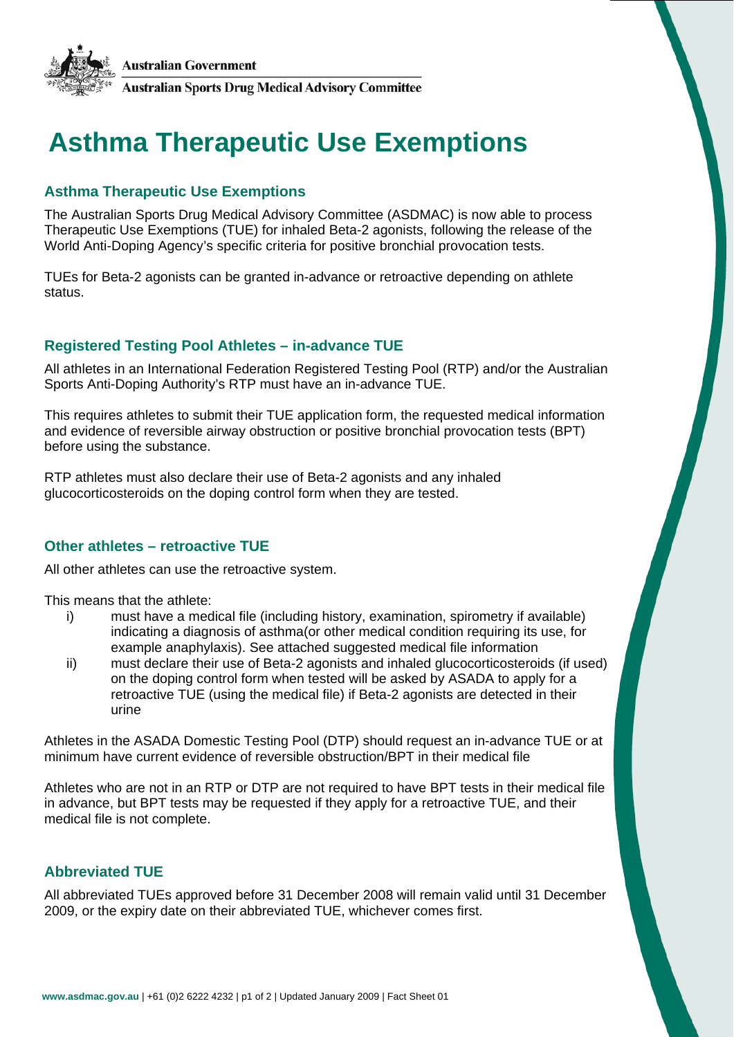Australian Government

Australian Sports Drug Medical Advisory Committee

# Asthma Therapeutic Use Exemptions

## Asthma Therapeutic Use Exemptions

The Australian Sports Drug Medical Advisory Committee (ASDMAC) is now able to process Therapeutic Use Exemptions (TUE) for inhaled Beta-2 agonists, following the release of the World Anti-Doping Agency's specific criteria for positive bronchial provocation tests.

TUEs for Beta-2 agonists can be granted in-advance or retroactive depending on athlete status.

## Registered Testing Pool Athletes – in-advance TUE

All athletes in an International Federation Registered Testing Pool (RTP) and/or the Australian Sports Anti-Doping Authority's RTP must have an in-advance TUE.

This requires athletes to submit their TUE application form, the requested medical information and evidence of reversible airway obstruction or positive bronchial provocation tests (BPT) before using the substance.

RTP athletes must also declare their use of Beta-2 agonists and any inhaled glucocorticosteroids on the doping control form when they are tested.

## Other athletes – retroactive TUE

All other athletes can use the retroactive system.

This means that the athlete:

i) must have a medical file (including history, examination, spirometry if available) indicating a diagnosis of asthma(or other medical condition requiring its use, for example anaphylaxis). See attached suggested medical file information

ii) must declare their use of Beta-2 agonists and inhaled glucocorticosteroids (if used) on the doping control form when tested will be asked by ASADA to apply for a retroactive TUE (using the medical file) if Beta-2 agonists are detected in their urine

Athletes in the ASADA Domestic Testing Pool (DTP) should request an in-advance TUE or at minimum have current evidence of reversible obstruction/BPT in their medical file

Athletes who are not in an RTP or DTP are not required to have BPT tests in their medical file in advance, but BPT tests may be requested if they apply for a retroactive TUE, and their medical file is not complete.

## Abbreviated TUE

All abbreviated TUEs approved before 31 December 2008 will remain valid until 31 December 2009, or the expiry date on their abbreviated TUE, whichever comes first.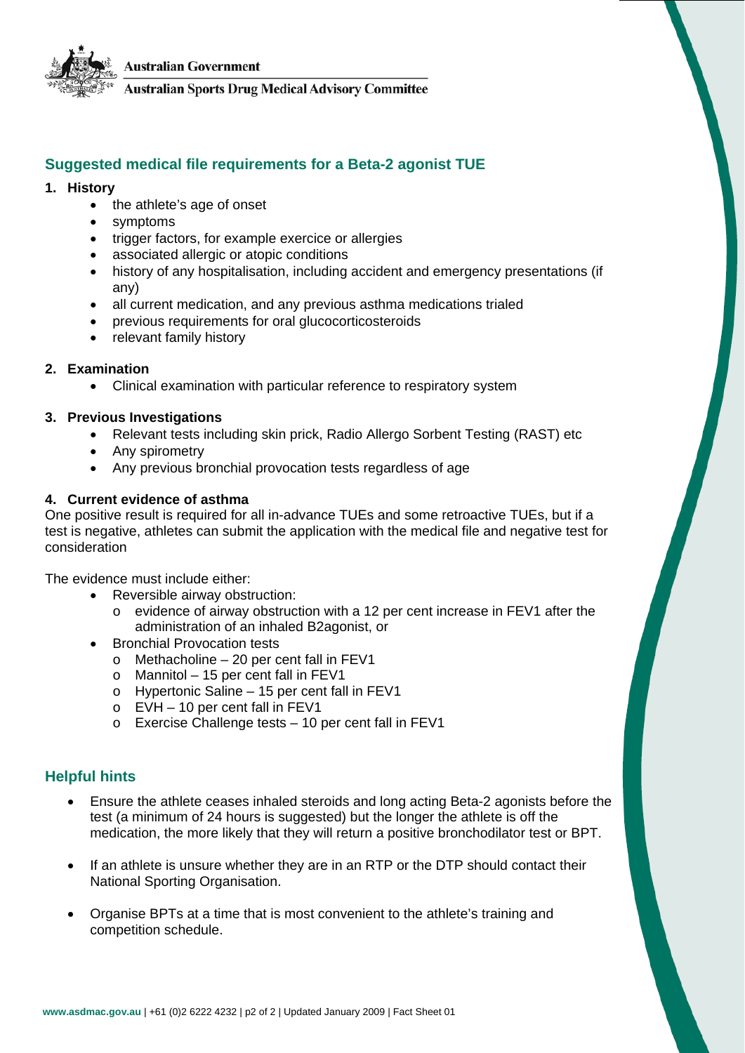Australian Government

Australian Sports Drug Medical Advisory Committee

## Suggested medical file requirements for a Beta-2 agonist TUE

**1. History**

- the athlete's age of onset
- symptoms
- trigger factors, for example exercice or allergies
- associated allergic or atopic conditions
- history of any hospitalisation, including accident and emergency presentations (if any)
- all current medication, and any previous asthma medications trialed
- previous requirements for oral glucocorticosteroids
- relevant family history

**2. Examination**

- Clinical examination with particular reference to respiratory system

**3. Previous Investigations**

- Relevant tests including skin prick, Radio Allergo Sorbent Testing (RAST) etc
- Any spirometry
- Any previous bronchial provocation tests regardless of age

**4. Current evidence of asthma**

One positive result is required for all in-advance TUEs and some retroactive TUEs, but if a test is negative, athletes can submit the application with the medical file and negative test for consideration

The evidence must include either:

- Reversible airway obstruction:
  - evidence of airway obstruction with a 12 per cent increase in FEV1 after the administration of an inhaled B2agonist, or
- Bronchial Provocation tests
  - Methacholine – 20 per cent fall in FEV1
  - Mannitol – 15 per cent fall in FEV1
  - Hypertonic Saline – 15 per cent fall in FEV1
  - EVH – 10 per cent fall in FEV1
  - Exercise Challenge tests – 10 per cent fall in FEV1

## Helpful hints

- Ensure the athlete ceases inhaled steroids and long acting Beta-2 agonists before the test (a minimum of 24 hours is suggested) but the longer the athlete is off the medication, the more likely that they will return a positive bronchodilator test or BPT.
- If an athlete is unsure whether they are in an RTP or the DTP should contact their National Sporting Organisation.
- Organise BPTs at a time that is most convenient to the athlete's training and competition schedule.

www.asdmac.gov.au | +61 (0)2 6222 4232 | Updated January 2009 | Fact Sheet 01